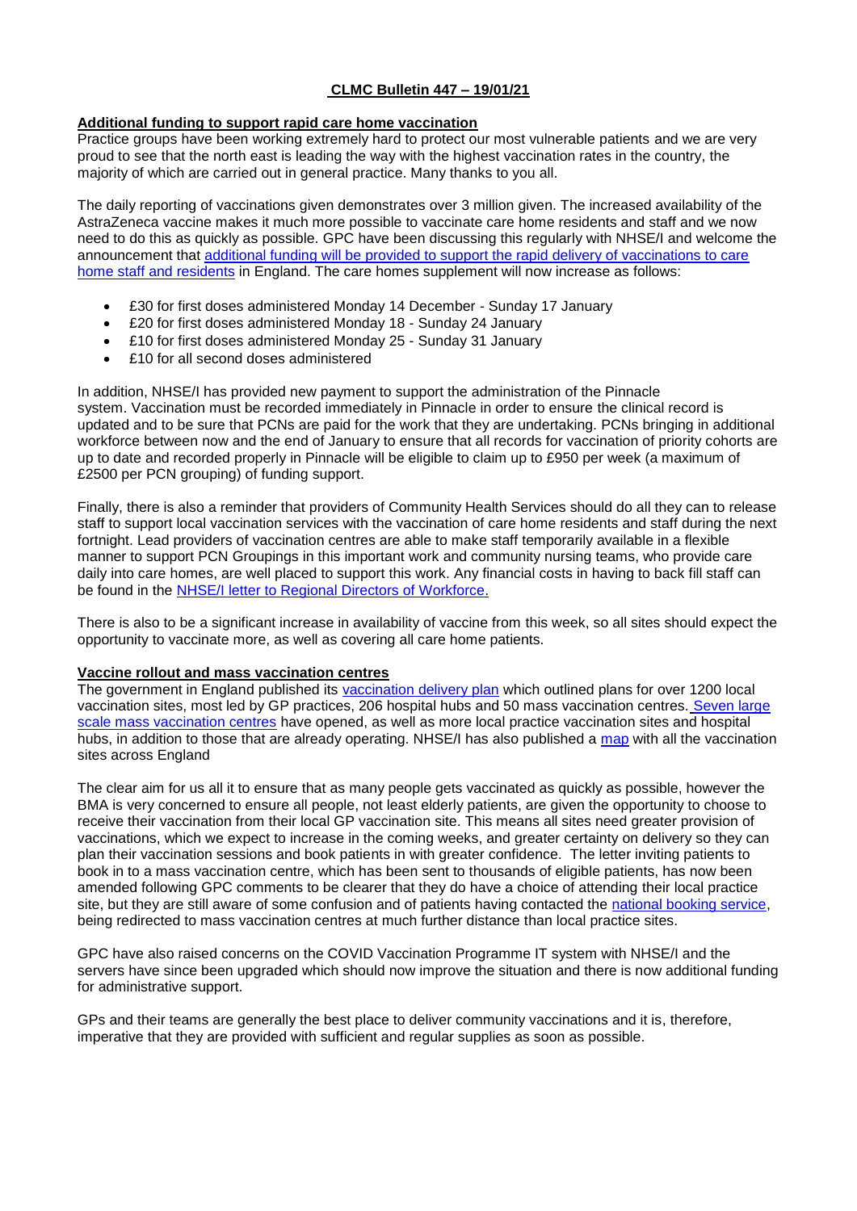# CLMC Bulletin 447 – 19/01/21

## Additional funding to support rapid care home vaccination

Practice groups have been working extremely hard to protect our most vulnerable patients and we are very proud to see that the north east is leading the way with the highest vaccination rates in the country, the majority of which are carried out in general practice. Many thanks to you all.

The daily reporting of vaccinations given demonstrates over 3 million given. The increased availability of the AstraZeneca vaccine makes it much more possible to vaccinate care home residents and staff and we now need to do this as quickly as possible. GPC have been discussing this regularly with NHSE/I and welcome the announcement that additional funding will be provided to support the rapid delivery of vaccinations to care home staff and residents in England. The care homes supplement will now increase as follows:

- £30 for first doses administered Monday 14 December - Sunday 17 January
- £20 for first doses administered Monday 18 - Sunday 24 January
- £10 for first doses administered Monday 25 - Sunday 31 January
- £10 for all second doses administered

In addition, NHSE/I has provided new payment to support the administration of the Pinnacle system. Vaccination must be recorded immediately in Pinnacle in order to ensure the clinical record is updated and to be sure that PCNs are paid for the work that they are undertaking. PCNs bringing in additional workforce between now and the end of January to ensure that all records for vaccination of priority cohorts are up to date and recorded properly in Pinnacle will be eligible to claim up to £950 per week (a maximum of £2500 per PCN grouping) of funding support.

Finally, there is also a reminder that providers of Community Health Services should do all they can to release staff to support local vaccination services with the vaccination of care home residents and staff during the next fortnight. Lead providers of vaccination centres are able to make staff temporarily available in a flexible manner to support PCN Groupings in this important work and community nursing teams, who provide care daily into care homes, are well placed to support this work. Any financial costs in having to back fill staff can be found in the NHSE/I letter to Regional Directors of Workforce.

There is also to be a significant increase in availability of vaccine from this week, so all sites should expect the opportunity to vaccinate more, as well as covering all care home patients.

## Vaccine rollout and mass vaccination centres

The government in England published its vaccination delivery plan which outlined plans for over 1200 local vaccination sites, most led by GP practices, 206 hospital hubs and 50 mass vaccination centres. Seven large scale mass vaccination centres have opened, as well as more local practice vaccination sites and hospital hubs, in addition to those that are already operating. NHSE/I has also published a map with all the vaccination sites across England

The clear aim for us all it to ensure that as many people gets vaccinated as quickly as possible, however the BMA is very concerned to ensure all people, not least elderly patients, are given the opportunity to choose to receive their vaccination from their local GP vaccination site. This means all sites need greater provision of vaccinations, which we expect to increase in the coming weeks, and greater certainty on delivery so they can plan their vaccination sessions and book patients in with greater confidence. The letter inviting patients to book in to a mass vaccination centre, which has been sent to thousands of eligible patients, has now been amended following GPC comments to be clearer that they do have a choice of attending their local practice site, but they are still aware of some confusion and of patients having contacted the national booking service, being redirected to mass vaccination centres at much further distance than local practice sites.

GPC have also raised concerns on the COVID Vaccination Programme IT system with NHSE/I and the servers have since been upgraded which should now improve the situation and there is now additional funding for administrative support.

GPs and their teams are generally the best place to deliver community vaccinations and it is, therefore, imperative that they are provided with sufficient and regular supplies as soon as possible.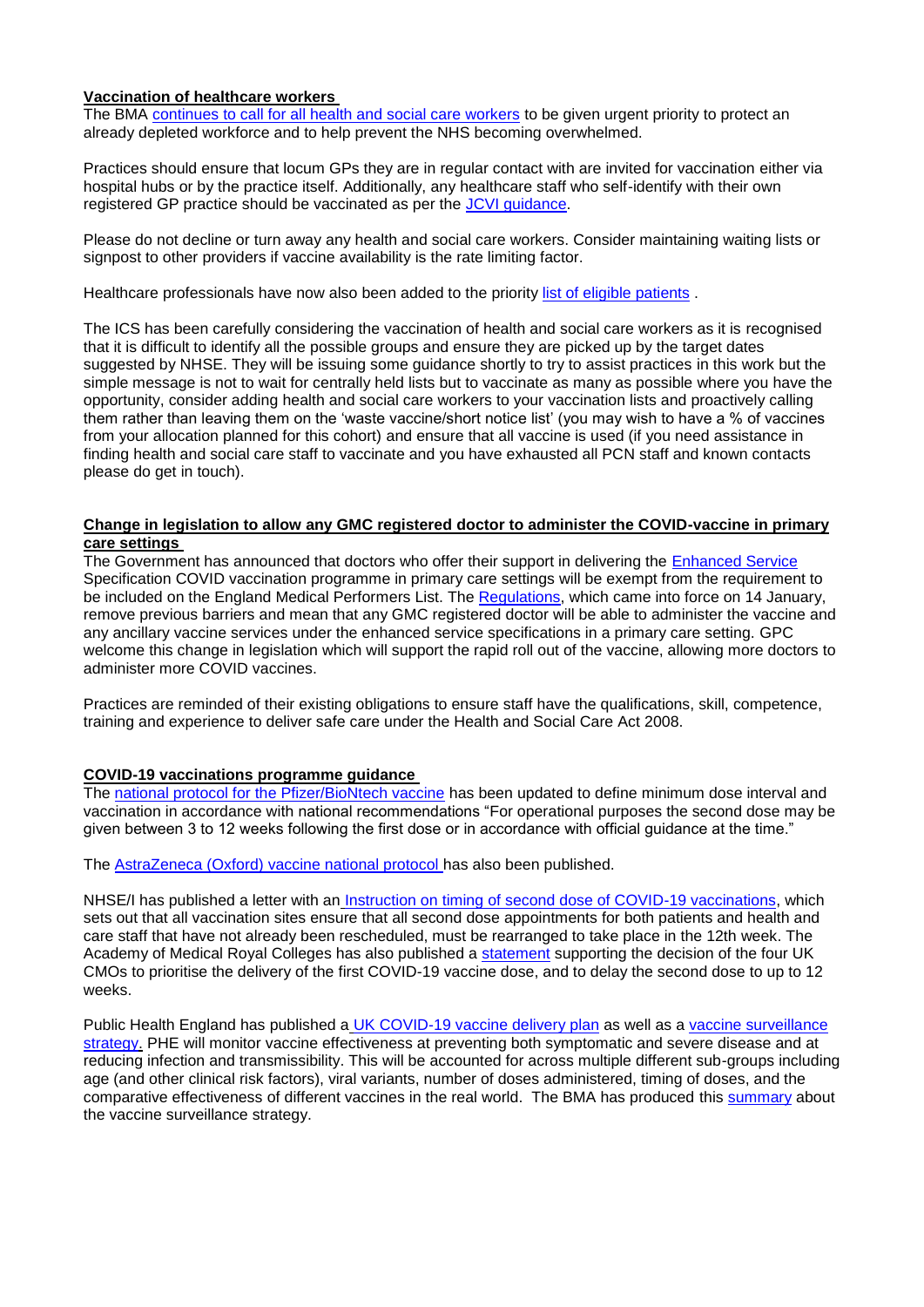**Vaccination of healthcare workers**

The BMA continues to call for all health and social care workers to be given urgent priority to protect an already depleted workforce and to help prevent the NHS becoming overwhelmed.

Practices should ensure that locum GPs they are in regular contact with are invited for vaccination either via hospital hubs or by the practice itself. Additionally, any healthcare staff who self-identify with their own registered GP practice should be vaccinated as per the JCVI guidance.

Please do not decline or turn away any health and social care workers. Consider maintaining waiting lists or signpost to other providers if vaccine availability is the rate limiting factor.

Healthcare professionals have now also been added to the priority list of eligible patients .

The ICS has been carefully considering the vaccination of health and social care workers as it is recognised that it is difficult to identify all the possible groups and ensure they are picked up by the target dates suggested by NHSE. They will be issuing some guidance shortly to try to assist practices in this work but the simple message is not to wait for centrally held lists but to vaccinate as many as possible where you have the opportunity, consider adding health and social care workers to your vaccination lists and proactively calling them rather than leaving them on the 'waste vaccine/short notice list' (you may wish to have a % of vaccines from your allocation planned for this cohort) and ensure that all vaccine is used (if you need assistance in finding health and social care staff to vaccinate and you have exhausted all PCN staff and known contacts please do get in touch).

**Change in legislation to allow any GMC registered doctor to administer the COVID-vaccine in primary care settings**

The Government has announced that doctors who offer their support in delivering the Enhanced Service Specification COVID vaccination programme in primary care settings will be exempt from the requirement to be included on the England Medical Performers List. The Regulations, which came into force on 14 January, remove previous barriers and mean that any GMC registered doctor will be able to administer the vaccine and any ancillary vaccine services under the enhanced service specifications in a primary care setting. GPC welcome this change in legislation which will support the rapid roll out of the vaccine, allowing more doctors to administer more COVID vaccines.

Practices are reminded of their existing obligations to ensure staff have the qualifications, skill, competence, training and experience to deliver safe care under the Health and Social Care Act 2008.

**COVID-19 vaccinations programme guidance**

The national protocol for the Pfizer/BioNtech vaccine has been updated to define minimum dose interval and vaccination in accordance with national recommendations "For operational purposes the second dose may be given between 3 to 12 weeks following the first dose or in accordance with official guidance at the time."

The AstraZeneca (Oxford) vaccine national protocol has also been published.

NHSE/I has published a letter with an Instruction on timing of second dose of COVID-19 vaccinations, which sets out that all vaccination sites ensure that all second dose appointments for both patients and health and care staff that have not already been rescheduled, must be rearranged to take place in the 12th week. The Academy of Medical Royal Colleges has also published a statement supporting the decision of the four UK CMOs to prioritise the delivery of the first COVID-19 vaccine dose, and to delay the second dose to up to 12 weeks.

Public Health England has published a UK COVID-19 vaccine delivery plan as well as a vaccine surveillance strategy. PHE will monitor vaccine effectiveness at preventing both symptomatic and severe disease and at reducing infection and transmissibility. This will be accounted for across multiple different sub-groups including age (and other clinical risk factors), viral variants, number of doses administered, timing of doses, and the comparative effectiveness of different vaccines in the real world. The BMA has produced this summary about the vaccine surveillance strategy.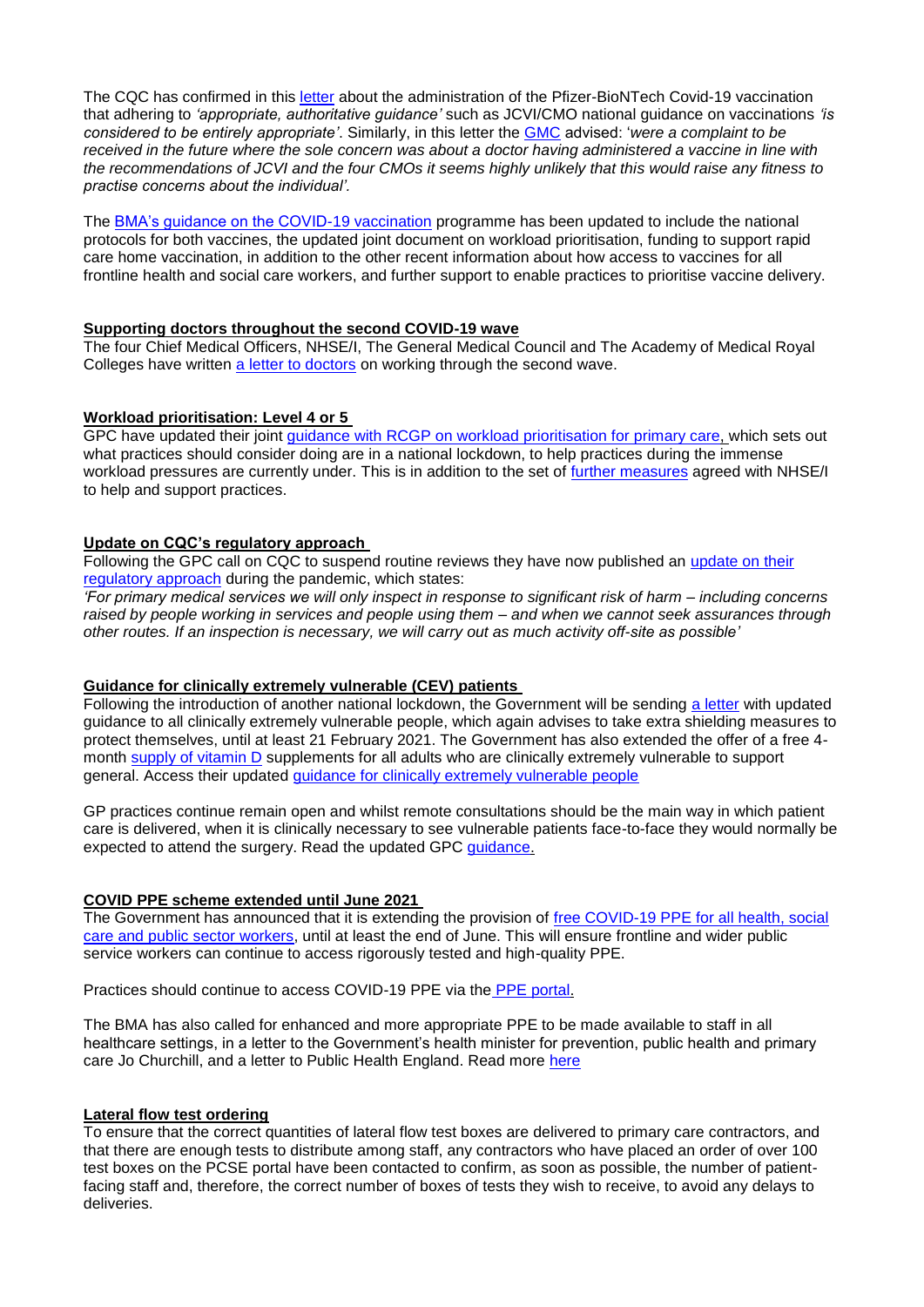The CQC has confirmed in this letter about the administration of the Pfizer-BioNTech Covid-19 vaccination that adhering to *'appropriate, authoritative guidance'* such as JCVI/CMO national guidance on vaccinations *'is considered to be entirely appropriate'*. Similarly, in this letter the GMC advised: '*were a complaint to be received in the future where the sole concern was about a doctor having administered a vaccine in line with the recommendations of JCVI and the four CMOs it seems highly unlikely that this would raise any fitness to practise concerns about the individual'.*

The BMA's guidance on the COVID-19 vaccination programme has been updated to include the national protocols for both vaccines, the updated joint document on workload prioritisation, funding to support rapid care home vaccination, in addition to the other recent information about how access to vaccines for all frontline health and social care workers, and further support to enable practices to prioritise vaccine delivery.

**Supporting doctors throughout the second COVID-19 wave**

The four Chief Medical Officers, NHSE/I, The General Medical Council and The Academy of Medical Royal Colleges have written a letter to doctors on working through the second wave.

**Workload prioritisation: Level 4 or 5**

GPC have updated their joint guidance with RCGP on workload prioritisation for primary care, which sets out what practices should consider doing are in a national lockdown, to help practices during the immense workload pressures are currently under. This is in addition to the set of further measures agreed with NHSE/I to help and support practices.

**Update on CQC's regulatory approach**

Following the GPC call on CQC to suspend routine reviews they have now published an update on their regulatory approach during the pandemic, which states:

*'For primary medical services we will only inspect in response to significant risk of harm – including concerns raised by people working in services and people using them – and when we cannot seek assurances through other routes. If an inspection is necessary, we will carry out as much activity off-site as possible'*

**Guidance for clinically extremely vulnerable (CEV) patients**

Following the introduction of another national lockdown, the Government will be sending a letter with updated guidance to all clinically extremely vulnerable people, which again advises to take extra shielding measures to protect themselves, until at least 21 February 2021. The Government has also extended the offer of a free 4-month supply of vitamin D supplements for all adults who are clinically extremely vulnerable to support general. Access their updated guidance for clinically extremely vulnerable people

GP practices continue remain open and whilst remote consultations should be the main way in which patient care is delivered, when it is clinically necessary to see vulnerable patients face-to-face they would normally be expected to attend the surgery. Read the updated GPC guidance.

**COVID PPE scheme extended until June 2021**

The Government has announced that it is extending the provision of free COVID-19 PPE for all health, social care and public sector workers, until at least the end of June. This will ensure frontline and wider public service workers can continue to access rigorously tested and high-quality PPE.

Practices should continue to access COVID-19 PPE via the PPE portal.

The BMA has also called for enhanced and more appropriate PPE to be made available to staff in all healthcare settings, in a letter to the Government's health minister for prevention, public health and primary care Jo Churchill, and a letter to Public Health England. Read more here

**Lateral flow test ordering**

To ensure that the correct quantities of lateral flow test boxes are delivered to primary care contractors, and that there are enough tests to distribute among staff, any contractors who have placed an order of over 100 test boxes on the PCSE portal have been contacted to confirm, as soon as possible, the number of patient-facing staff and, therefore, the correct number of boxes of tests they wish to receive, to avoid any delays to deliveries.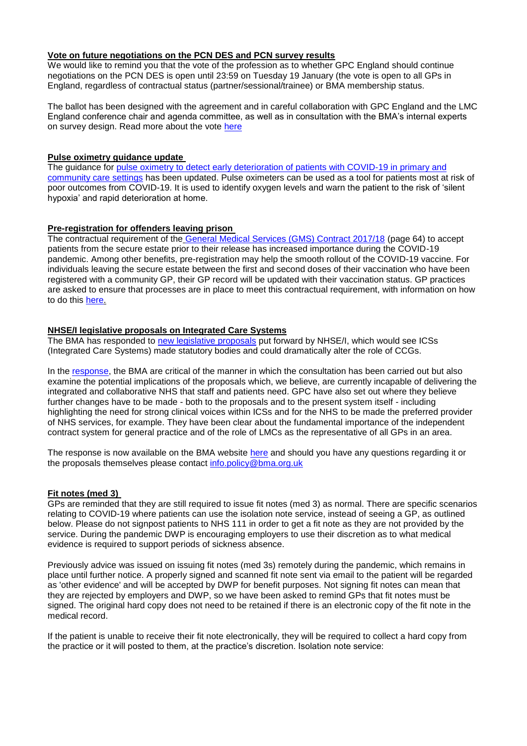**Vote on future negotiations on the PCN DES and PCN survey results**

We would like to remind you that the vote of the profession as to whether GPC England should continue negotiations on the PCN DES is open until 23:59 on Tuesday 19 January (the vote is open to all GPs in England, regardless of contractual status (partner/sessional/trainee) or BMA membership status.

The ballot has been designed with the agreement and in careful collaboration with GPC England and the LMC England conference chair and agenda committee, as well as in consultation with the BMA's internal experts on survey design. Read more about the vote here

**Pulse oximetry guidance update**

The guidance for pulse oximetry to detect early deterioration of patients with COVID-19 in primary and community care settings has been updated. Pulse oximeters can be used as a tool for patients most at risk of poor outcomes from COVID-19. It is used to identify oxygen levels and warn the patient to the risk of 'silent hypoxia' and rapid deterioration at home.

**Pre-registration for offenders leaving prison**

The contractual requirement of the General Medical Services (GMS) Contract 2017/18 (page 64) to accept patients from the secure estate prior to their release has increased importance during the COVID-19 pandemic. Among other benefits, pre-registration may help the smooth rollout of the COVID-19 vaccine. For individuals leaving the secure estate between the first and second doses of their vaccination who have been registered with a community GP, their GP record will be updated with their vaccination status. GP practices are asked to ensure that processes are in place to meet this contractual requirement, with information on how to do this here.

**NHSE/I legislative proposals on Integrated Care Systems**

The BMA has responded to new legislative proposals put forward by NHSE/I, which would see ICSs (Integrated Care Systems) made statutory bodies and could dramatically alter the role of CCGs.

In the response, the BMA are critical of the manner in which the consultation has been carried out but also examine the potential implications of the proposals which, we believe, are currently incapable of delivering the integrated and collaborative NHS that staff and patients need. GPC have also set out where they believe further changes have to be made - both to the proposals and to the present system itself - including highlighting the need for strong clinical voices within ICSs and for the NHS to be made the preferred provider of NHS services, for example. They have been clear about the fundamental importance of the independent contract system for general practice and of the role of LMCs as the representative of all GPs in an area.

The response is now available on the BMA website here and should you have any questions regarding it or the proposals themselves please contact info.policy@bma.org.uk

**Fit notes (med 3)**

GPs are reminded that they are still required to issue fit notes (med 3) as normal. There are specific scenarios relating to COVID-19 where patients can use the isolation note service, instead of seeing a GP, as outlined below. Please do not signpost patients to NHS 111 in order to get a fit note as they are not provided by the service. During the pandemic DWP is encouraging employers to use their discretion as to what medical evidence is required to support periods of sickness absence.

Previously advice was issued on issuing fit notes (med 3s) remotely during the pandemic, which remains in place until further notice. A properly signed and scanned fit note sent via email to the patient will be regarded as 'other evidence' and will be accepted by DWP for benefit purposes. Not signing fit notes can mean that they are rejected by employers and DWP, so we have been asked to remind GPs that fit notes must be signed. The original hard copy does not need to be retained if there is an electronic copy of the fit note in the medical record.

If the patient is unable to receive their fit note electronically, they will be required to collect a hard copy from the practice or it will posted to them, at the practice's discretion. Isolation note service: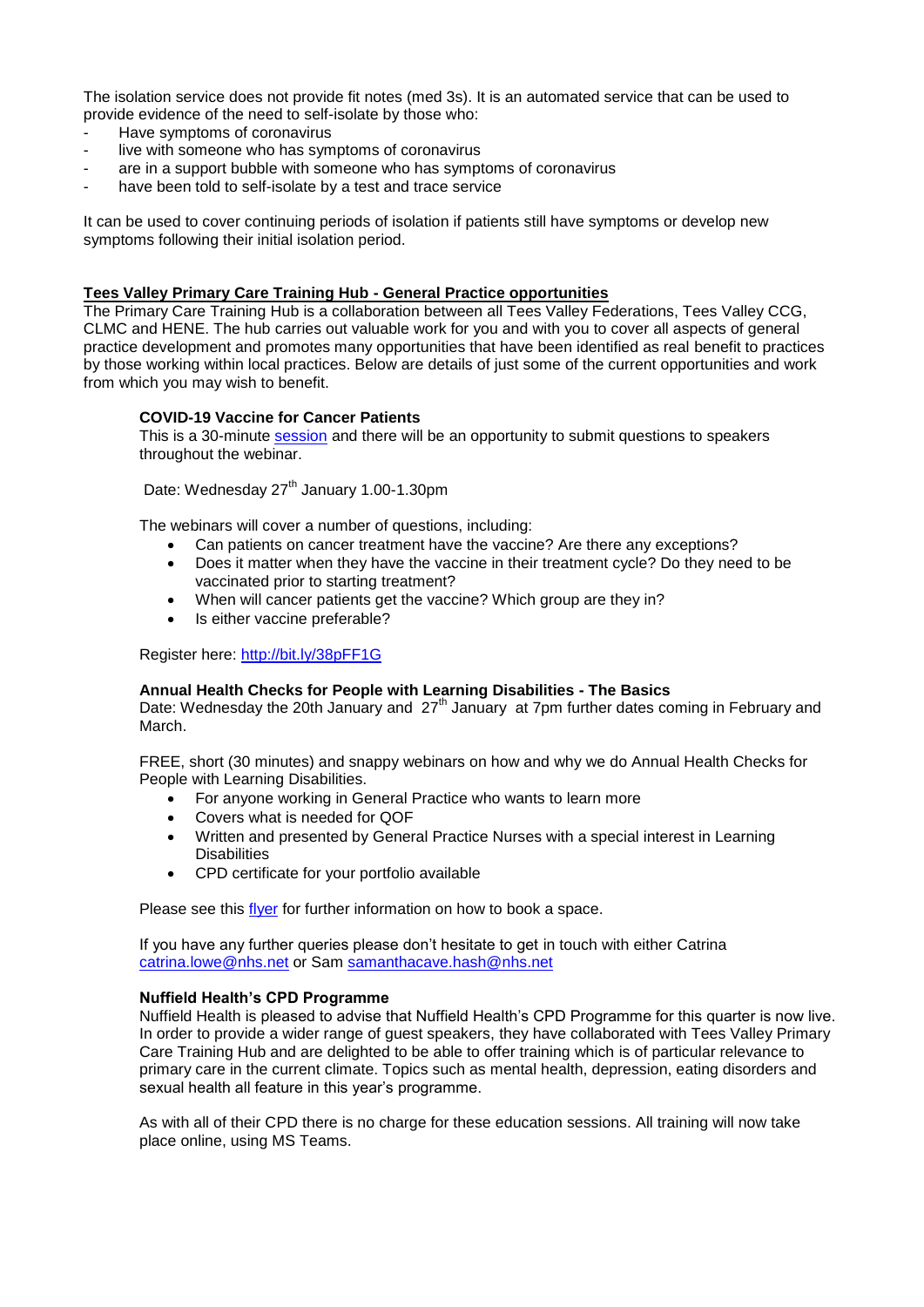The isolation service does not provide fit notes (med 3s). It is an automated service that can be used to provide evidence of the need to self-isolate by those who:

- Have symptoms of coronavirus
- live with someone who has symptoms of coronavirus
- are in a support bubble with someone who has symptoms of coronavirus
- have been told to self-isolate by a test and trace service

It can be used to cover continuing periods of isolation if patients still have symptoms or develop new symptoms following their initial isolation period.

## Tees Valley Primary Care Training Hub - General Practice opportunities

The Primary Care Training Hub is a collaboration between all Tees Valley Federations, Tees Valley CCG, CLMC and HENE. The hub carries out valuable work for you and with you to cover all aspects of general practice development and promotes many opportunities that have been identified as real benefit to practices by those working within local practices. Below are details of just some of the current opportunities and work from which you may wish to benefit.

### COVID-19 Vaccine for Cancer Patients

This is a 30-minute session and there will be an opportunity to submit questions to speakers throughout the webinar.

Date: Wednesday 27th January 1.00-1.30pm

The webinars will cover a number of questions, including:

- Can patients on cancer treatment have the vaccine? Are there any exceptions?
- Does it matter when they have the vaccine in their treatment cycle? Do they need to be vaccinated prior to starting treatment?
- When will cancer patients get the vaccine? Which group are they in?
- Is either vaccine preferable?

Register here: http://bit.ly/38pFF1G

### Annual Health Checks for People with Learning Disabilities - The Basics

Date: Wednesday the 20th January and 27th January at 7pm further dates coming in February and March.

FREE, short (30 minutes) and snappy webinars on how and why we do Annual Health Checks for People with Learning Disabilities.

- For anyone working in General Practice who wants to learn more
- Covers what is needed for QOF
- Written and presented by General Practice Nurses with a special interest in Learning Disabilities
- CPD certificate for your portfolio available

Please see this flyer for further information on how to book a space.

If you have any further queries please don't hesitate to get in touch with either Catrina catrina.lowe@nhs.net or Sam samanthacave.hash@nhs.net

### Nuffield Health's CPD Programme

Nuffield Health is pleased to advise that Nuffield Health's CPD Programme for this quarter is now live. In order to provide a wider range of guest speakers, they have collaborated with Tees Valley Primary Care Training Hub and are delighted to be able to offer training which is of particular relevance to primary care in the current climate. Topics such as mental health, depression, eating disorders and sexual health all feature in this year's programme.

As with all of their CPD there is no charge for these education sessions. All training will now take place online, using MS Teams.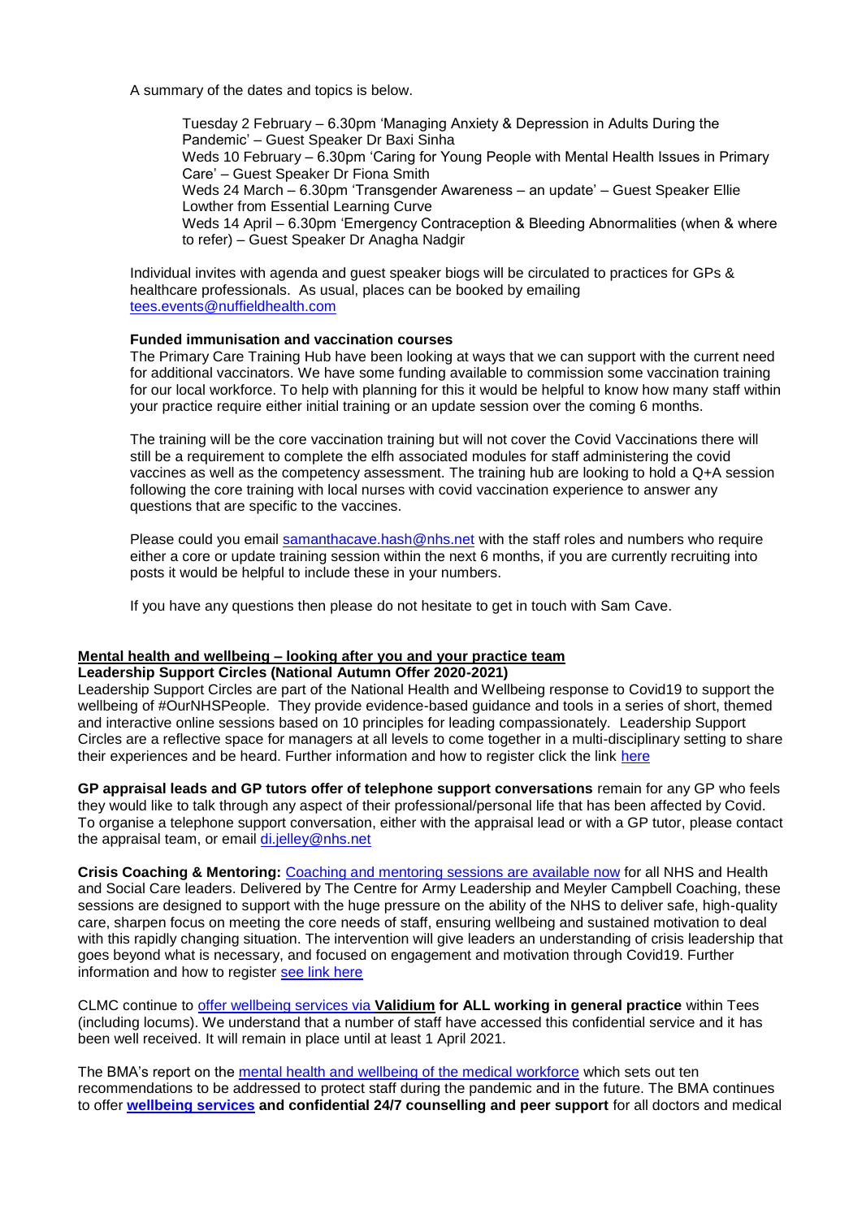A summary of the dates and topics is below.

Tuesday 2 February – 6.30pm 'Managing Anxiety & Depression in Adults During the Pandemic' – Guest Speaker Dr Baxi Sinha
Weds 10 February – 6.30pm 'Caring for Young People with Mental Health Issues in Primary Care' – Guest Speaker Dr Fiona Smith
Weds 24 March – 6.30pm 'Transgender Awareness – an update' – Guest Speaker Ellie Lowther from Essential Learning Curve
Weds 14 April – 6.30pm 'Emergency Contraception & Bleeding Abnormalities (when & where to refer) – Guest Speaker Dr Anagha Nadgir

Individual invites with agenda and guest speaker biogs will be circulated to practices for GPs & healthcare professionals. As usual, places can be booked by emailing tees.events@nuffieldhealth.com

**Funded immunisation and vaccination courses**
The Primary Care Training Hub have been looking at ways that we can support with the current need for additional vaccinators. We have some funding available to commission some vaccination training for our local workforce. To help with planning for this it would be helpful to know how many staff within your practice require either initial training or an update session over the coming 6 months.

The training will be the core vaccination training but will not cover the Covid Vaccinations there will still be a requirement to complete the elfh associated modules for staff administering the covid vaccines as well as the competency assessment. The training hub are looking to hold a Q+A session following the core training with local nurses with covid vaccination experience to answer any questions that are specific to the vaccines.

Please could you email samanthacave.hash@nhs.net with the staff roles and numbers who require either a core or update training session within the next 6 months, if you are currently recruiting into posts it would be helpful to include these in your numbers.

If you have any questions then please do not hesitate to get in touch with Sam Cave.

## Mental health and wellbeing – looking after you and your practice team

**Leadership Support Circles (National Autumn Offer 2020-2021)**
Leadership Support Circles are part of the National Health and Wellbeing response to Covid19 to support the wellbeing of #OurNHSPeople. They provide evidence-based guidance and tools in a series of short, themed and interactive online sessions based on 10 principles for leading compassionately. Leadership Support Circles are a reflective space for managers at all levels to come together in a multi-disciplinary setting to share their experiences and be heard. Further information and how to register click the link here

**GP appraisal leads and GP tutors offer of telephone support conversations** remain for any GP who feels they would like to talk through any aspect of their professional/personal life that has been affected by Covid. To organise a telephone support conversation, either with the appraisal lead or with a GP tutor, please contact the appraisal team, or email di.jelley@nhs.net

**Crisis Coaching & Mentoring:** Coaching and mentoring sessions are available now for all NHS and Health and Social Care leaders. Delivered by The Centre for Army Leadership and Meyler Campbell Coaching, these sessions are designed to support with the huge pressure on the ability of the NHS to deliver safe, high-quality care, sharpen focus on meeting the core needs of staff, ensuring wellbeing and sustained motivation to deal with this rapidly changing situation. The intervention will give leaders an understanding of crisis leadership that goes beyond what is necessary, and focused on engagement and motivation through Covid19. Further information and how to register see link here

CLMC continue to offer wellbeing services via **Validium for ALL working in general practice** within Tees (including locums). We understand that a number of staff have accessed this confidential service and it has been well received. It will remain in place until at least 1 April 2021.

The BMA's report on the mental health and wellbeing of the medical workforce which sets out ten recommendations to be addressed to protect staff during the pandemic and in the future. The BMA continues to offer **wellbeing services and confidential 24/7 counselling and peer support** for all doctors and medical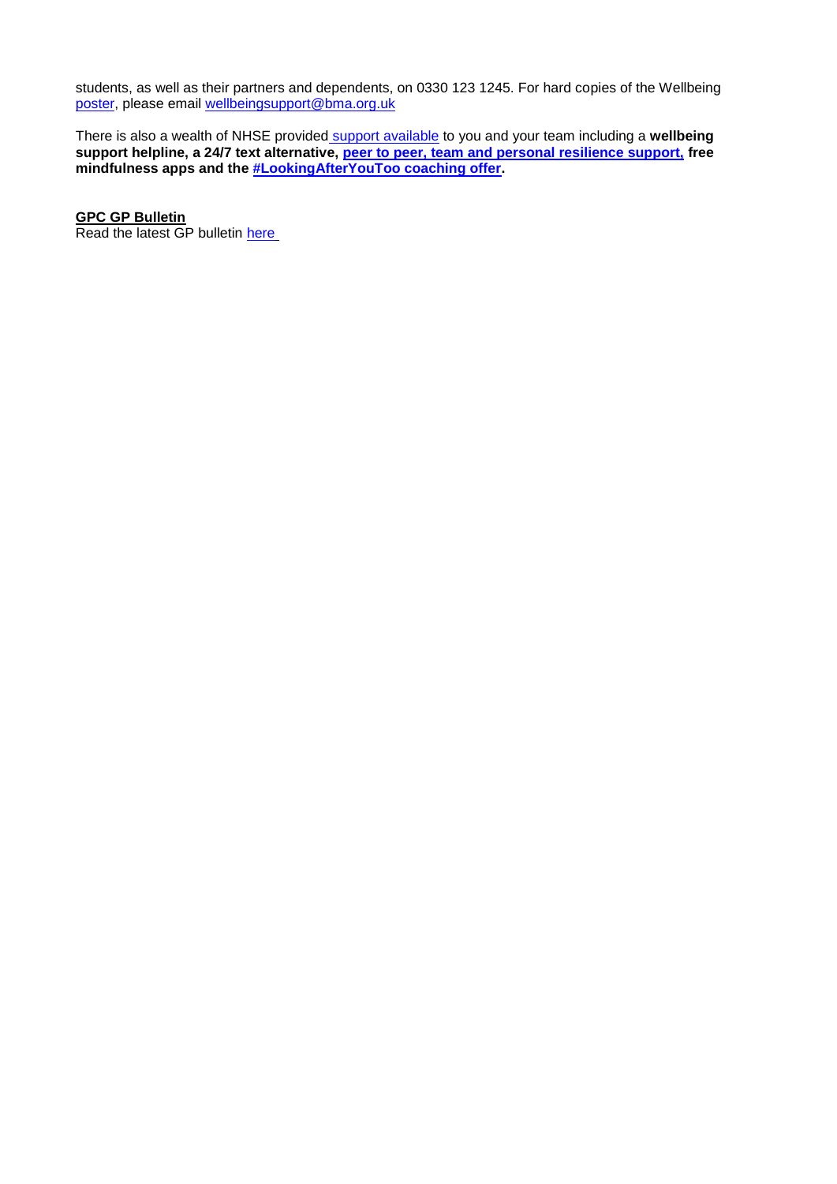students, as well as their partners and dependents, on 0330 123 1245. For hard copies of the Wellbeing poster, please email wellbeingsupport@bma.org.uk

There is also a wealth of NHSE provided support available to you and your team including a **wellbeing support helpline, a 24/7 text alternative, peer to peer, team and personal resilience support, free mindfulness apps and the #LookingAfterYouToo coaching offer.**

**GPC GP Bulletin**

Read the latest GP bulletin here